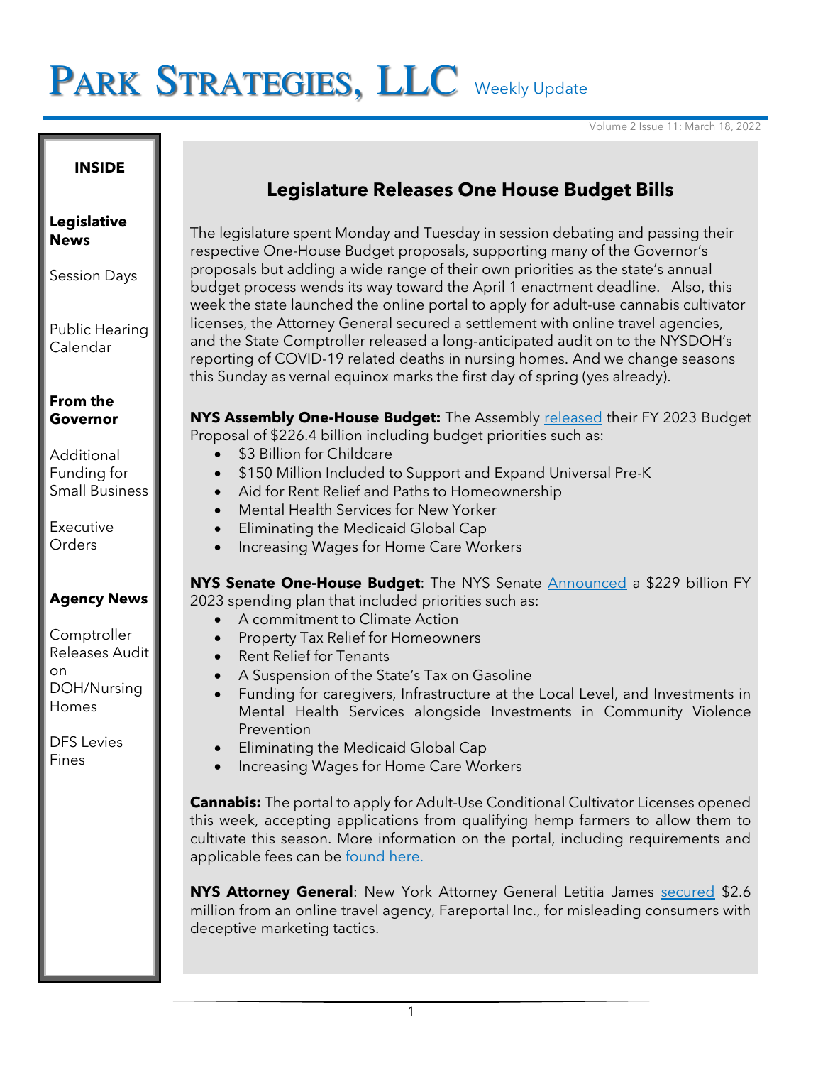# Park Strategies, LLC Weekly Update

Volume 2 Issue 11: March 18, 2022

**INSIDE**

**Legislative News**

Session Days

Public Hearing Calendar

**From the Governor**

Additional Funding for Small Business

Executive Orders

**Agency News**

Comptroller Releases Audit on DOH/Nursing Homes

DFS Levies Fines

## Legislature Releases One House Budget Bills

The legislature spent Monday and Tuesday in session debating and passing their respective One-House Budget proposals, supporting many of the Governor's proposals but adding a wide range of their own priorities as the state's annual budget process wends its way toward the April 1 enactment deadline. Also, this week the state launched the online portal to apply for adult-use cannabis cultivator licenses, the Attorney General secured a settlement with online travel agencies, and the State Comptroller released a long-anticipated audit on to the NYSDOH's reporting of COVID-19 related deaths in nursing homes. And we change seasons this Sunday as vernal equinox marks the first day of spring (yes already).

**NYS Assembly One-House Budget:** The Assembly released their FY 2023 Budget Proposal of $226.4 billion including budget priorities such as:

- $3 Billion for Childcare
- $150 Million Included to Support and Expand Universal Pre-K
- Aid for Rent Relief and Paths to Homeownership
- Mental Health Services for New Yorker
- Eliminating the Medicaid Global Cap
- Increasing Wages for Home Care Workers

**NYS Senate One-House Budget**: The NYS Senate Announced a $229 billion FY 2023 spending plan that included priorities such as:

- A commitment to Climate Action
- Property Tax Relief for Homeowners
- Rent Relief for Tenants
- A Suspension of the State's Tax on Gasoline
- Funding for caregivers, Infrastructure at the Local Level, and Investments in Mental Health Services alongside Investments in Community Violence Prevention
- Eliminating the Medicaid Global Cap
- Increasing Wages for Home Care Workers

**Cannabis:** The portal to apply for Adult-Use Conditional Cultivator Licenses opened this week, accepting applications from qualifying hemp farmers to allow them to cultivate this season. More information on the portal, including requirements and applicable fees can be found here.

**NYS Attorney General**: New York Attorney General Letitia James secured $2.6 million from an online travel agency, Fareportal Inc., for misleading consumers with deceptive marketing tactics.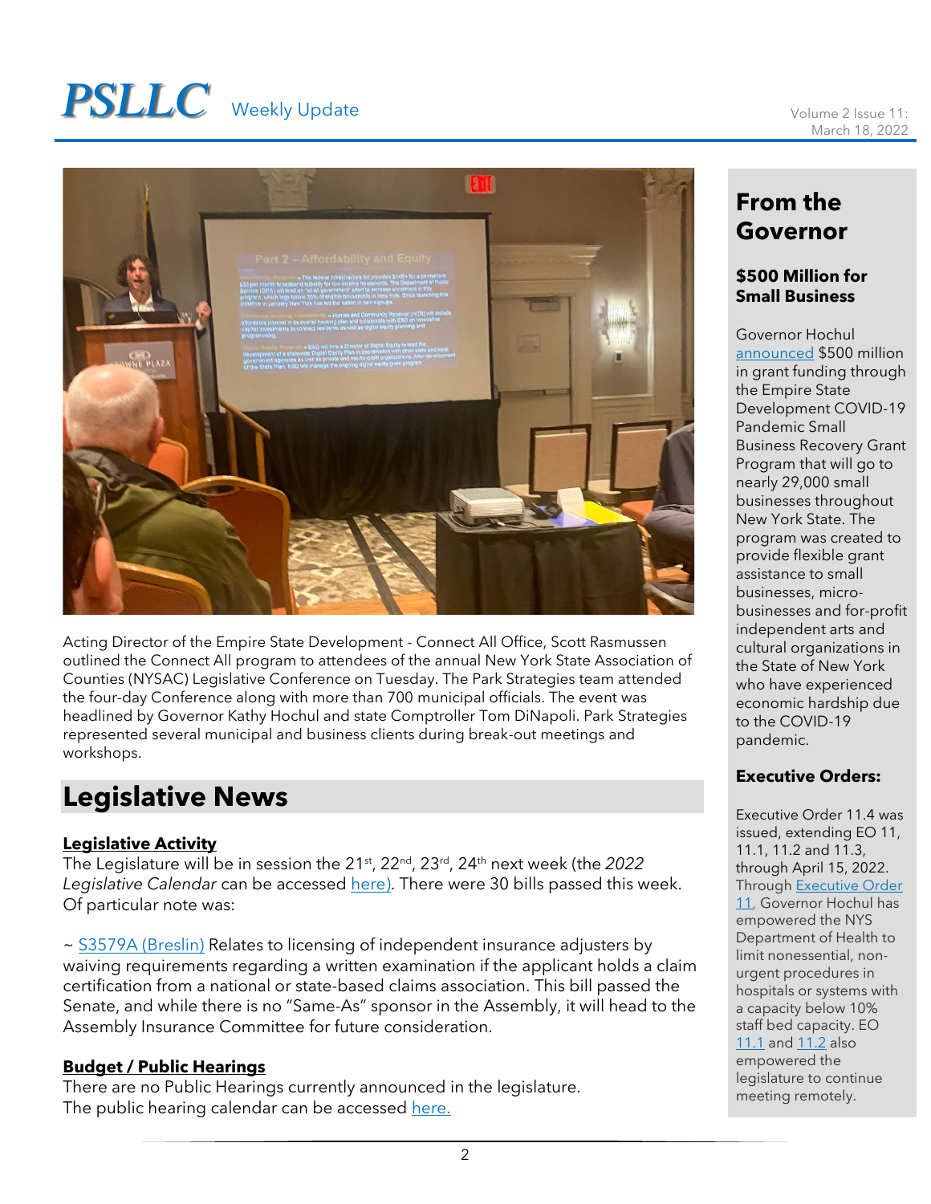Acting Director of the Empire State Development - Connect All Office, Scott Rasmussen outlined the Connect All program to attendees of the annual New York State Association of Counties (NYSAC) Legislative Conference on Tuesday. The Park Strategies team attended the four-day Conference along with more than 700 municipal officials. The event was headlined by Governor Kathy Hochul and state Comptroller Tom DiNapoli. Park Strategies represented several municipal and business clients during break-out meetings and workshops.

# Legislative News

**Legislative Activity**

The Legislature will be in session the 21st, 22nd, 23rd, 24th next week (the *2022 Legislative Calendar* can be accessed here). There were 30 bills passed this week. Of particular note was:

~ S3579A (Breslin) Relates to licensing of independent insurance adjusters by waiving requirements regarding a written examination if the applicant holds a claim certification from a national or state-based claims association. This bill passed the Senate, and while there is no "Same-As" sponsor in the Assembly, it will head to the Assembly Insurance Committee for future consideration.

**Budget / Public Hearings**

There are no Public Hearings currently announced in the legislature. The public hearing calendar can be accessed here.

## From the Governor

### $500 Million for Small Business

Governor Hochul announced $500 million in grant funding through the Empire State Development COVID-19 Pandemic Small Business Recovery Grant Program that will go to nearly 29,000 small businesses throughout New York State. The program was created to provide flexible grant assistance to small businesses, micro-businesses and for-profit independent arts and cultural organizations in the State of New York who have experienced economic hardship due to the COVID-19 pandemic.

### Executive Orders:

Executive Order 11.4 was issued, extending EO 11, 11.1, 11.2 and 11.3, through April 15, 2022. Through Executive Order 11, Governor Hochul has empowered the NYS Department of Health to limit nonessential, non-urgent procedures in hospitals or systems with a capacity below 10% staff bed capacity. EO 11.1 and 11.2 also empowered the legislature to continue meeting remotely.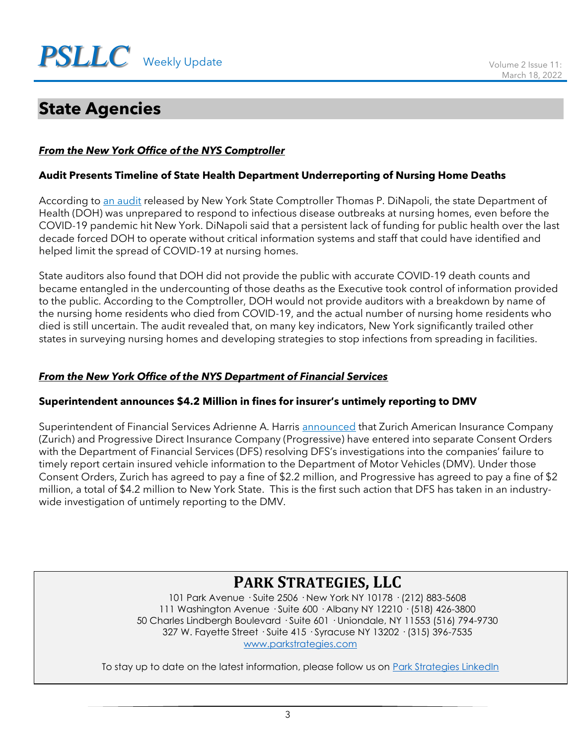## State Agencies

***From the New York Office of the NYS Comptroller***

**Audit Presents Timeline of State Health Department Underreporting of Nursing Home Deaths**

According to an audit released by New York State Comptroller Thomas P. DiNapoli, the state Department of Health (DOH) was unprepared to respond to infectious disease outbreaks at nursing homes, even before the COVID-19 pandemic hit New York. DiNapoli said that a persistent lack of funding for public health over the last decade forced DOH to operate without critical information systems and staff that could have identified and helped limit the spread of COVID-19 at nursing homes.

State auditors also found that DOH did not provide the public with accurate COVID-19 death counts and became entangled in the undercounting of those deaths as the Executive took control of information provided to the public. According to the Comptroller, DOH would not provide auditors with a breakdown by name of the nursing home residents who died from COVID-19, and the actual number of nursing home residents who died is still uncertain. The audit revealed that, on many key indicators, New York significantly trailed other states in surveying nursing homes and developing strategies to stop infections from spreading in facilities.

***From the New York Office of the NYS Department of Financial Services***

**Superintendent announces $4.2 Million in fines for insurer's untimely reporting to DMV**

Superintendent of Financial Services Adrienne A. Harris announced that Zurich American Insurance Company (Zurich) and Progressive Direct Insurance Company (Progressive) have entered into separate Consent Orders with the Department of Financial Services (DFS) resolving DFS's investigations into the companies' failure to timely report certain insured vehicle information to the Department of Motor Vehicles (DMV). Under those Consent Orders, Zurich has agreed to pay a fine of $2.2 million, and Progressive has agreed to pay a fine of $2 million, a total of $4.2 million to New York State. This is the first such action that DFS has taken in an industry-wide investigation of untimely reporting to the DMV.

**PARK STRATEGIES, LLC**

101 Park Avenue · Suite 2506 · New York NY 10178 · (212) 883-5608
111 Washington Avenue · Suite 600 · Albany NY 12210 · (518) 426-3800
50 Charles Lindbergh Boulevard · Suite 601 · Uniondale, NY 11553 (516) 794-9730
327 W. Fayette Street · Suite 415 · Syracuse NY 13202 · (315) 396-7535
www.parkstrategies.com

To stay up to date on the latest information, please follow us on Park Strategies LinkedIn